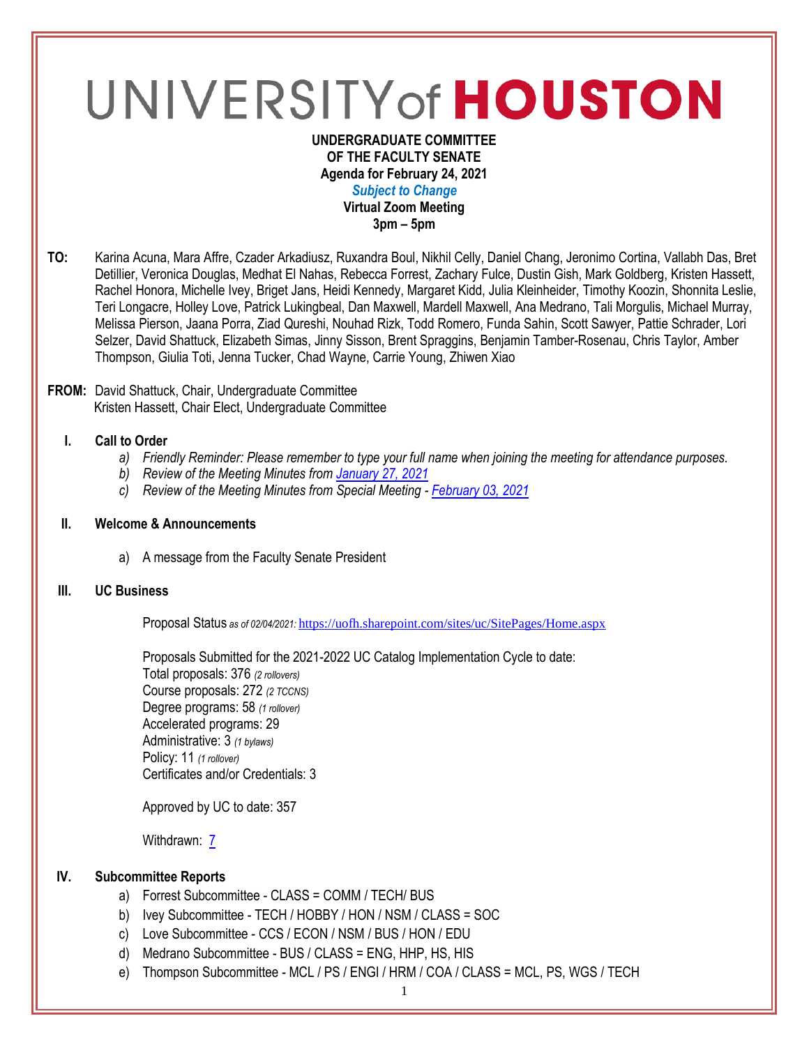# UNIVERSITY of HOUSTON

**UNDERGRADUATE COMMITTEE**
**OF THE FACULTY SENATE**
**Agenda for February 24, 2021**
***Subject to Change***
**Virtual Zoom Meeting**
**3pm – 5pm**

**TO:** Karina Acuna, Mara Affre, Czader Arkadiusz, Ruxandra Boul, Nikhil Celly, Daniel Chang, Jeronimo Cortina, Vallabh Das, Bret Detillier, Veronica Douglas, Medhat El Nahas, Rebecca Forrest, Zachary Fulce, Dustin Gish, Mark Goldberg, Kristen Hassett, Rachel Honora, Michelle Ivey, Briget Jans, Heidi Kennedy, Margaret Kidd, Julia Kleinheider, Timothy Koozin, Shonnita Leslie, Teri Longacre, Holley Love, Patrick Lukingbeal, Dan Maxwell, Mardell Maxwell, Ana Medrano, Tali Morgulis, Michael Murray, Melissa Pierson, Jaana Porra, Ziad Qureshi, Nouhad Rizk, Todd Romero, Funda Sahin, Scott Sawyer, Pattie Schrader, Lori Selzer, David Shattuck, Elizabeth Simas, Jinny Sisson, Brent Spraggins, Benjamin Tamber-Rosenau, Chris Taylor, Amber Thompson, Giulia Toti, Jenna Tucker, Chad Wayne, Carrie Young, Zhiwen Xiao

**FROM:** David Shattuck, Chair, Undergraduate Committee
Kristen Hassett, Chair Elect, Undergraduate Committee

## I. Call to Order

a) *Friendly Reminder: Please remember to type your full name when joining the meeting for attendance purposes.*
b) *Review of the Meeting Minutes from [January 27, 2021]*
c) *Review of the Meeting Minutes from Special Meeting - [February 03, 2021]*

## II. Welcome & Announcements

a) A message from the Faculty Senate President

## III. UC Business

Proposal Status *as of 02/04/2021:* https://uofh.sharepoint.com/sites/uc/SitePages/Home.aspx

Proposals Submitted for the 2021-2022 UC Catalog Implementation Cycle to date:
Total proposals: 376 *(2 rollovers)*
Course proposals: 272 *(2 TCCNS)*
Degree programs: 58 *(1 rollover)*
Accelerated programs: 29
Administrative: 3 *(1 bylaws)*
Policy: 11 *(1 rollover)*
Certificates and/or Credentials: 3

Approved by UC to date: 357

Withdrawn: 7

## IV. Subcommittee Reports

a) Forrest Subcommittee - CLASS = COMM / TECH/ BUS
b) Ivey Subcommittee - TECH / HOBBY / HON / NSM / CLASS = SOC
c) Love Subcommittee - CCS / ECON / NSM / BUS / HON / EDU
d) Medrano Subcommittee - BUS / CLASS = ENG, HHP, HS, HIS
e) Thompson Subcommittee - MCL / PS / ENGI / HRM / COA / CLASS = MCL, PS, WGS / TECH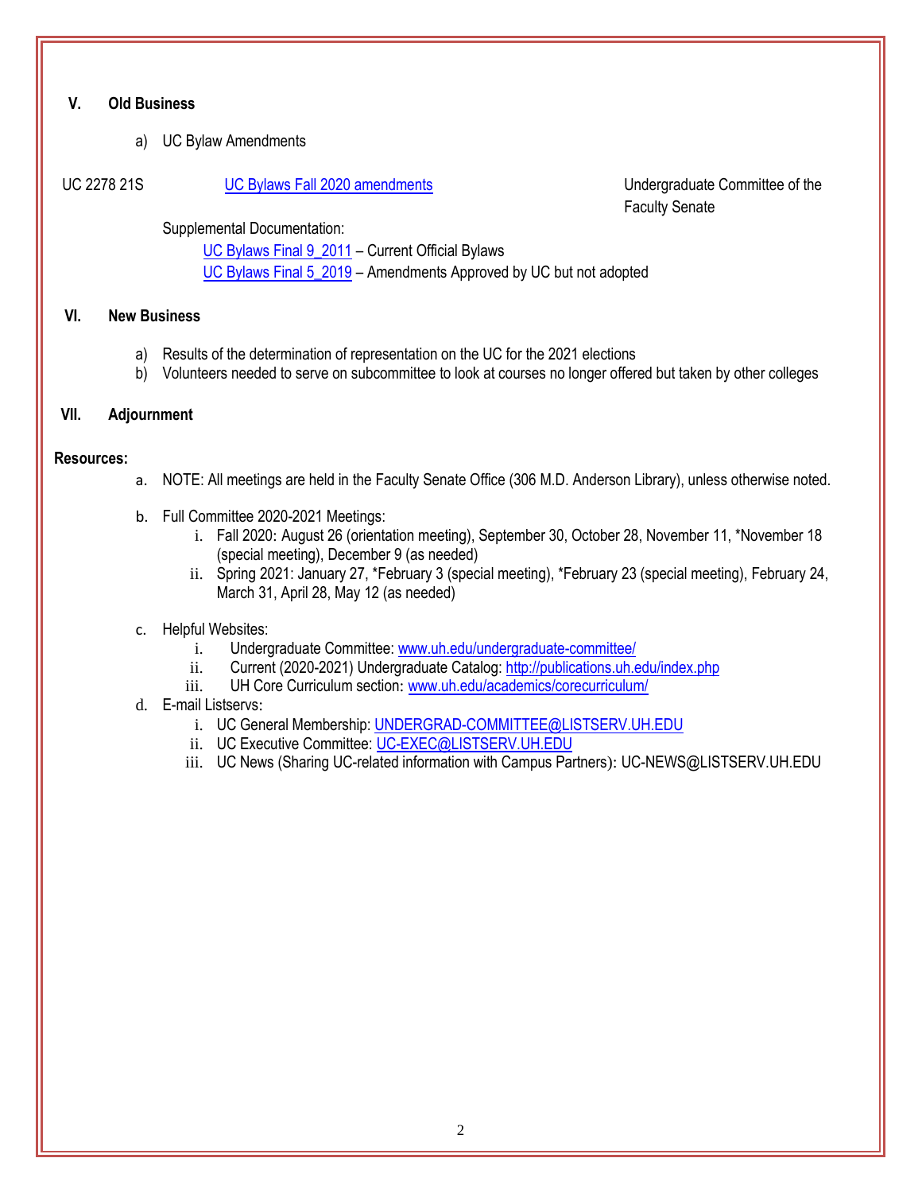## V. Old Business

a) UC Bylaw Amendments

| | | |
|---|---|---|
| UC 2278 21S | UC Bylaws Fall 2020 amendments | Undergraduate Committee of the Faculty Senate |

Supplemental Documentation:

UC Bylaws Final 9_2011 – Current Official Bylaws
UC Bylaws Final 5_2019 – Amendments Approved by UC but not adopted

## VI. New Business

a) Results of the determination of representation on the UC for the 2021 elections
b) Volunteers needed to serve on subcommittee to look at courses no longer offered but taken by other colleges

## VII. Adjournment

**Resources:**

a. NOTE: All meetings are held in the Faculty Senate Office (306 M.D. Anderson Library), unless otherwise noted.

b. Full Committee 2020-2021 Meetings:
   i. Fall 2020: August 26 (orientation meeting), September 30, October 28, November 11, *November 18 (special meeting), December 9 (as needed)
   ii. Spring 2021: January 27, *February 3 (special meeting), *February 23 (special meeting), February 24, March 31, April 28, May 12 (as needed)

c. Helpful Websites:
   i. Undergraduate Committee: www.uh.edu/undergraduate-committee/
   ii. Current (2020-2021) Undergraduate Catalog: http://publications.uh.edu/index.php
   iii. UH Core Curriculum section: www.uh.edu/academics/corecurriculum/

d. E-mail Listservs:
   i. UC General Membership: UNDERGRAD-COMMITTEE@LISTSERV.UH.EDU
   ii. UC Executive Committee: UC-EXEC@LISTSERV.UH.EDU
   iii. UC News (Sharing UC-related information with Campus Partners): UC-NEWS@LISTSERV.UH.EDU